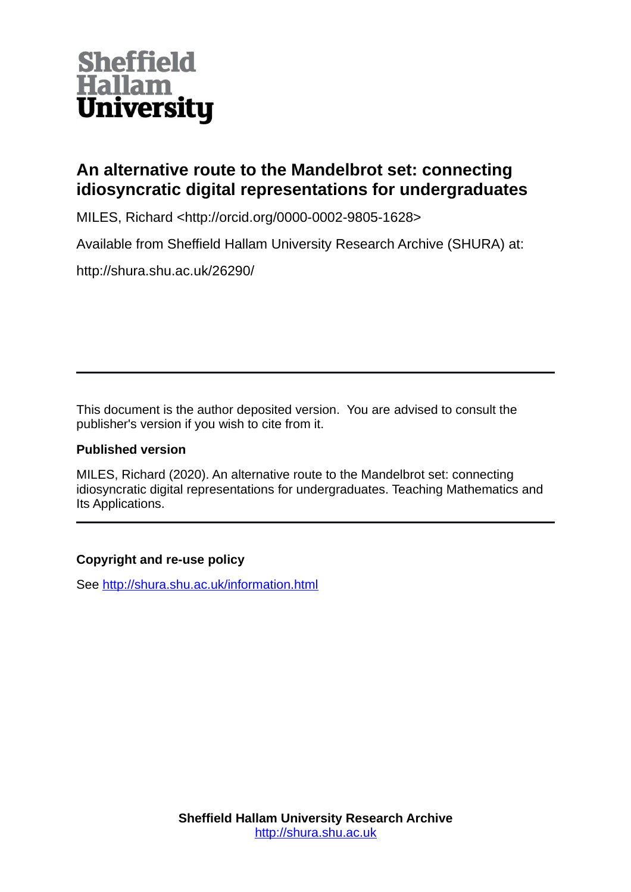Sheffield
Hallam
University

# An alternative route to the Mandelbrot set: connecting idiosyncratic digital representations for undergraduates

MILES, Richard <http://orcid.org/0000-0002-9805-1628>

Available from Sheffield Hallam University Research Archive (SHURA) at:

http://shura.shu.ac.uk/26290/

---

This document is the author deposited version. You are advised to consult the publisher's version if you wish to cite from it.

**Published version**

MILES, Richard (2020). An alternative route to the Mandelbrot set: connecting idiosyncratic digital representations for undergraduates. Teaching Mathematics and Its Applications.

---

**Copyright and re-use policy**

See http://shura.shu.ac.uk/information.html

**Sheffield Hallam University Research Archive**
http://shura.shu.ac.uk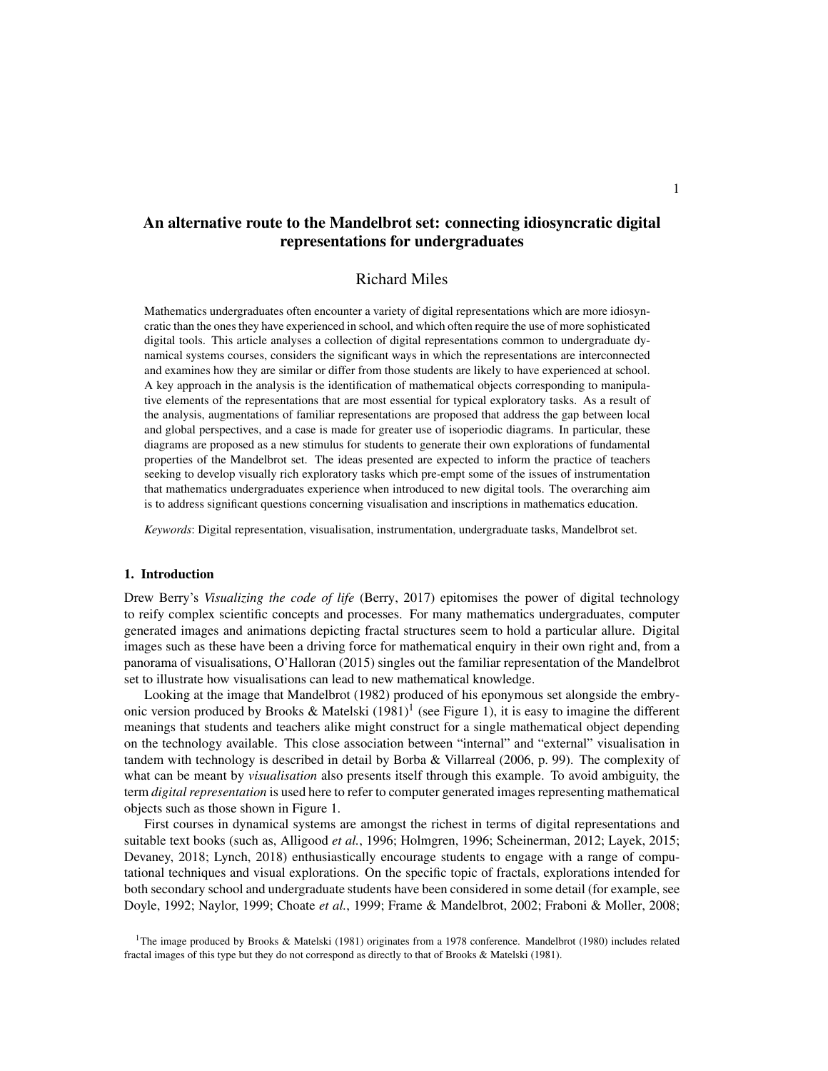# An alternative route to the Mandelbrot set: connecting idiosyncratic digital representations for undergraduates

Richard Miles

Mathematics undergraduates often encounter a variety of digital representations which are more idiosyncratic than the ones they have experienced in school, and which often require the use of more sophisticated digital tools. This article analyses a collection of digital representations common to undergraduate dynamical systems courses, considers the significant ways in which the representations are interconnected and examines how they are similar or differ from those students are likely to have experienced at school. A key approach in the analysis is the identification of mathematical objects corresponding to manipulative elements of the representations that are most essential for typical exploratory tasks. As a result of the analysis, augmentations of familiar representations are proposed that address the gap between local and global perspectives, and a case is made for greater use of isoperiodic diagrams. In particular, these diagrams are proposed as a new stimulus for students to generate their own explorations of fundamental properties of the Mandelbrot set. The ideas presented are expected to inform the practice of teachers seeking to develop visually rich exploratory tasks which pre-empt some of the issues of instrumentation that mathematics undergraduates experience when introduced to new digital tools. The overarching aim is to address significant questions concerning visualisation and inscriptions in mathematics education.

*Keywords*: Digital representation, visualisation, instrumentation, undergraduate tasks, Mandelbrot set.

## 1. Introduction

Drew Berry's *Visualizing the code of life* (Berry, 2017) epitomises the power of digital technology to reify complex scientific concepts and processes. For many mathematics undergraduates, computer generated images and animations depicting fractal structures seem to hold a particular allure. Digital images such as these have been a driving force for mathematical enquiry in their own right and, from a panorama of visualisations, O'Halloran (2015) singles out the familiar representation of the Mandelbrot set to illustrate how visualisations can lead to new mathematical knowledge.

Looking at the image that Mandelbrot (1982) produced of his eponymous set alongside the embryonic version produced by Brooks & Matelski (1981)[1] (see Figure 1), it is easy to imagine the different meanings that students and teachers alike might construct for a single mathematical object depending on the technology available. This close association between "internal" and "external" visualisation in tandem with technology is described in detail by Borba & Villarreal (2006, p. 99). The complexity of what can be meant by *visualisation* also presents itself through this example. To avoid ambiguity, the term *digital representation* is used here to refer to computer generated images representing mathematical objects such as those shown in Figure 1.

First courses in dynamical systems are amongst the richest in terms of digital representations and suitable text books (such as, Alligood *et al.*, 1996; Holmgren, 1996; Scheinerman, 2012; Layek, 2015; Devaney, 2018; Lynch, 2018) enthusiastically encourage students to engage with a range of computational techniques and visual explorations. On the specific topic of fractals, explorations intended for both secondary school and undergraduate students have been considered in some detail (for example, see Doyle, 1992; Naylor, 1999; Choate *et al.*, 1999; Frame & Mandelbrot, 2002; Fraboni & Moller, 2008;

[1] The image produced by Brooks & Matelski (1981) originates from a 1978 conference. Mandelbrot (1980) includes related fractal images of this type but they do not correspond as directly to that of Brooks & Matelski (1981).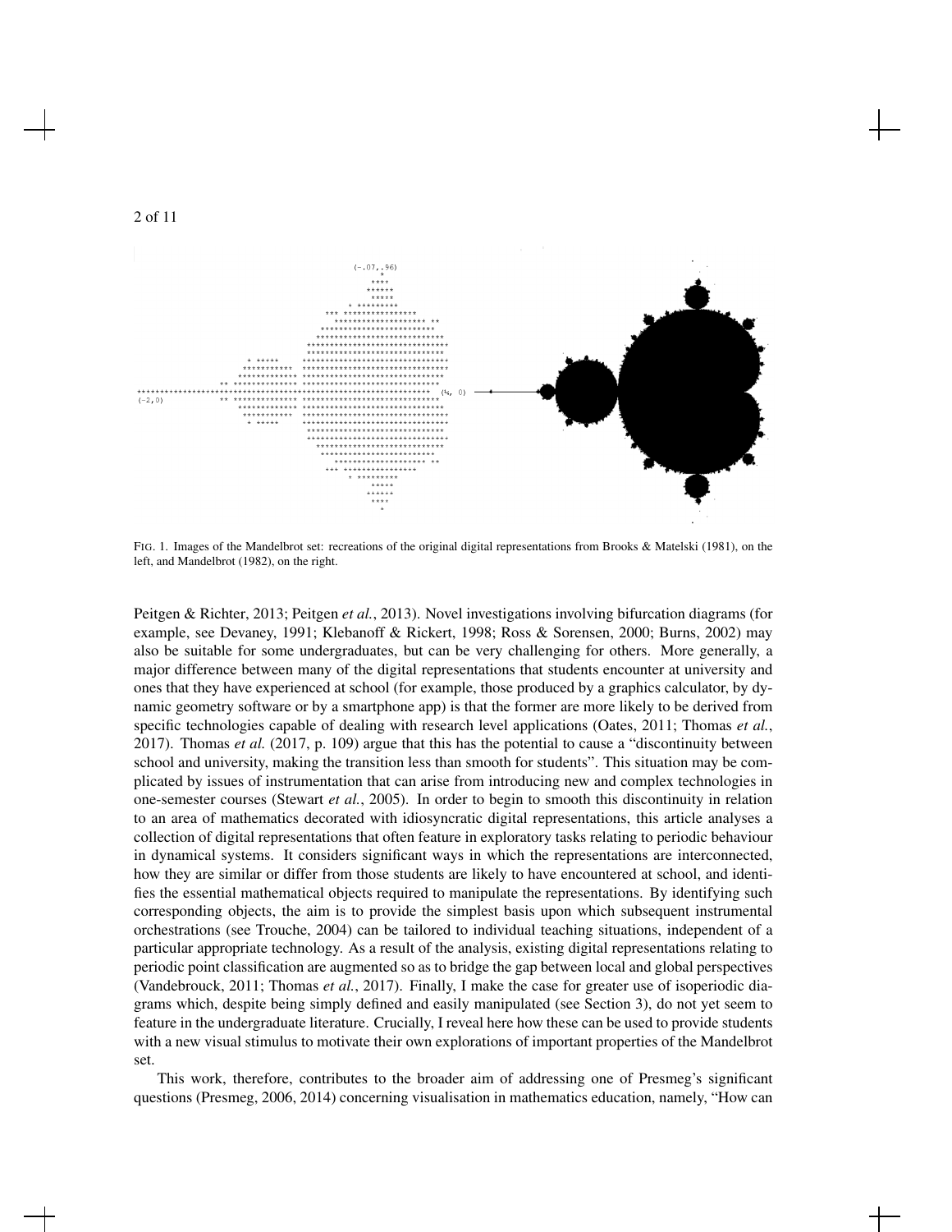FIG. 1. Images of the Mandelbrot set: recreations of the original digital representations from Brooks & Matelski (1981), on the left, and Mandelbrot (1982), on the right.

Peitgen & Richter, 2013; Peitgen *et al.*, 2013). Novel investigations involving bifurcation diagrams (for example, see Devaney, 1991; Klebanoff & Rickert, 1998; Ross & Sorensen, 2000; Burns, 2002) may also be suitable for some undergraduates, but can be very challenging for others. More generally, a major difference between many of the digital representations that students encounter at university and ones that they have experienced at school (for example, those produced by a graphics calculator, by dynamic geometry software or by a smartphone app) is that the former are more likely to be derived from specific technologies capable of dealing with research level applications (Oates, 2011; Thomas *et al.*, 2017). Thomas *et al.* (2017, p. 109) argue that this has the potential to cause a "discontinuity between school and university, making the transition less than smooth for students". This situation may be complicated by issues of instrumentation that can arise from introducing new and complex technologies in one-semester courses (Stewart *et al.*, 2005). In order to begin to smooth this discontinuity in relation to an area of mathematics decorated with idiosyncratic digital representations, this article analyses a collection of digital representations that often feature in exploratory tasks relating to periodic behaviour in dynamical systems. It considers significant ways in which the representations are interconnected, how they are similar or differ from those students are likely to have encountered at school, and identifies the essential mathematical objects required to manipulate the representations. By identifying such corresponding objects, the aim is to provide the simplest basis upon which subsequent instrumental orchestrations (see Trouche, 2004) can be tailored to individual teaching situations, independent of a particular appropriate technology. As a result of the analysis, existing digital representations relating to periodic point classification are augmented so as to bridge the gap between local and global perspectives (Vandebrouck, 2011; Thomas *et al.*, 2017). Finally, I make the case for greater use of isoperiodic diagrams which, despite being simply defined and easily manipulated (see Section 3), do not yet seem to feature in the undergraduate literature. Crucially, I reveal here how these can be used to provide students with a new visual stimulus to motivate their own explorations of important properties of the Mandelbrot set.

This work, therefore, contributes to the broader aim of addressing one of Presmeg's significant questions (Presmeg, 2006, 2014) concerning visualisation in mathematics education, namely, "How can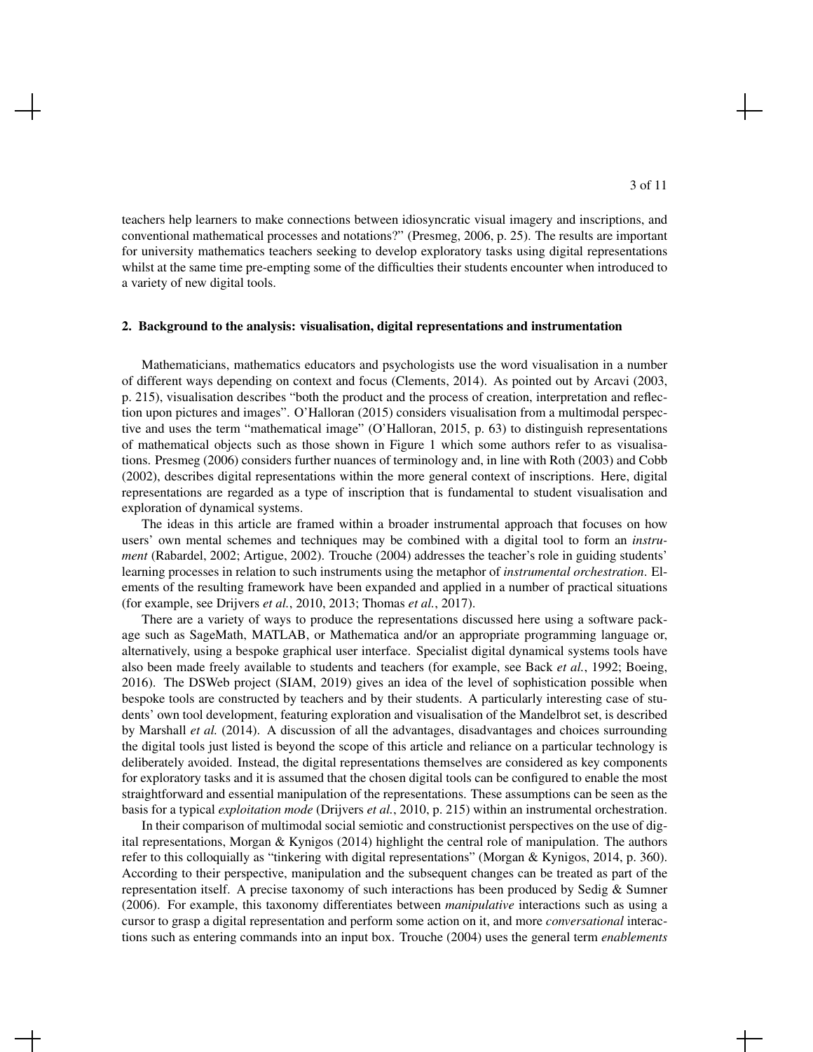teachers help learners to make connections between idiosyncratic visual imagery and inscriptions, and conventional mathematical processes and notations?" (Presmeg, 2006, p. 25). The results are important for university mathematics teachers seeking to develop exploratory tasks using digital representations whilst at the same time pre-empting some of the difficulties their students encounter when introduced to a variety of new digital tools.

## 2. Background to the analysis: visualisation, digital representations and instrumentation

Mathematicians, mathematics educators and psychologists use the word visualisation in a number of different ways depending on context and focus (Clements, 2014). As pointed out by Arcavi (2003, p. 215), visualisation describes "both the product and the process of creation, interpretation and reflection upon pictures and images". O'Halloran (2015) considers visualisation from a multimodal perspective and uses the term "mathematical image" (O'Halloran, 2015, p. 63) to distinguish representations of mathematical objects such as those shown in Figure 1 which some authors refer to as visualisations. Presmeg (2006) considers further nuances of terminology and, in line with Roth (2003) and Cobb (2002), describes digital representations within the more general context of inscriptions. Here, digital representations are regarded as a type of inscription that is fundamental to student visualisation and exploration of dynamical systems.

The ideas in this article are framed within a broader instrumental approach that focuses on how users' own mental schemes and techniques may be combined with a digital tool to form an *instrument* (Rabardel, 2002; Artigue, 2002). Trouche (2004) addresses the teacher's role in guiding students' learning processes in relation to such instruments using the metaphor of *instrumental orchestration*. Elements of the resulting framework have been expanded and applied in a number of practical situations (for example, see Drijvers *et al.*, 2010, 2013; Thomas *et al.*, 2017).

There are a variety of ways to produce the representations discussed here using a software package such as SageMath, MATLAB, or Mathematica and/or an appropriate programming language or, alternatively, using a bespoke graphical user interface. Specialist digital dynamical systems tools have also been made freely available to students and teachers (for example, see Back *et al.*, 1992; Boeing, 2016). The DSWeb project (SIAM, 2019) gives an idea of the level of sophistication possible when bespoke tools are constructed by teachers and by their students. A particularly interesting case of students' own tool development, featuring exploration and visualisation of the Mandelbrot set, is described by Marshall *et al.* (2014). A discussion of all the advantages, disadvantages and choices surrounding the digital tools just listed is beyond the scope of this article and reliance on a particular technology is deliberately avoided. Instead, the digital representations themselves are considered as key components for exploratory tasks and it is assumed that the chosen digital tools can be configured to enable the most straightforward and essential manipulation of the representations. These assumptions can be seen as the basis for a typical *exploitation mode* (Drijvers *et al.*, 2010, p. 215) within an instrumental orchestration.

In their comparison of multimodal social semiotic and constructionist perspectives on the use of digital representations, Morgan & Kynigos (2014) highlight the central role of manipulation. The authors refer to this colloquially as "tinkering with digital representations" (Morgan & Kynigos, 2014, p. 360). According to their perspective, manipulation and the subsequent changes can be treated as part of the representation itself. A precise taxonomy of such interactions has been produced by Sedig & Sumner (2006). For example, this taxonomy differentiates between *manipulative* interactions such as using a cursor to grasp a digital representation and perform some action on it, and more *conversational* interactions such as entering commands into an input box. Trouche (2004) uses the general term *enablements*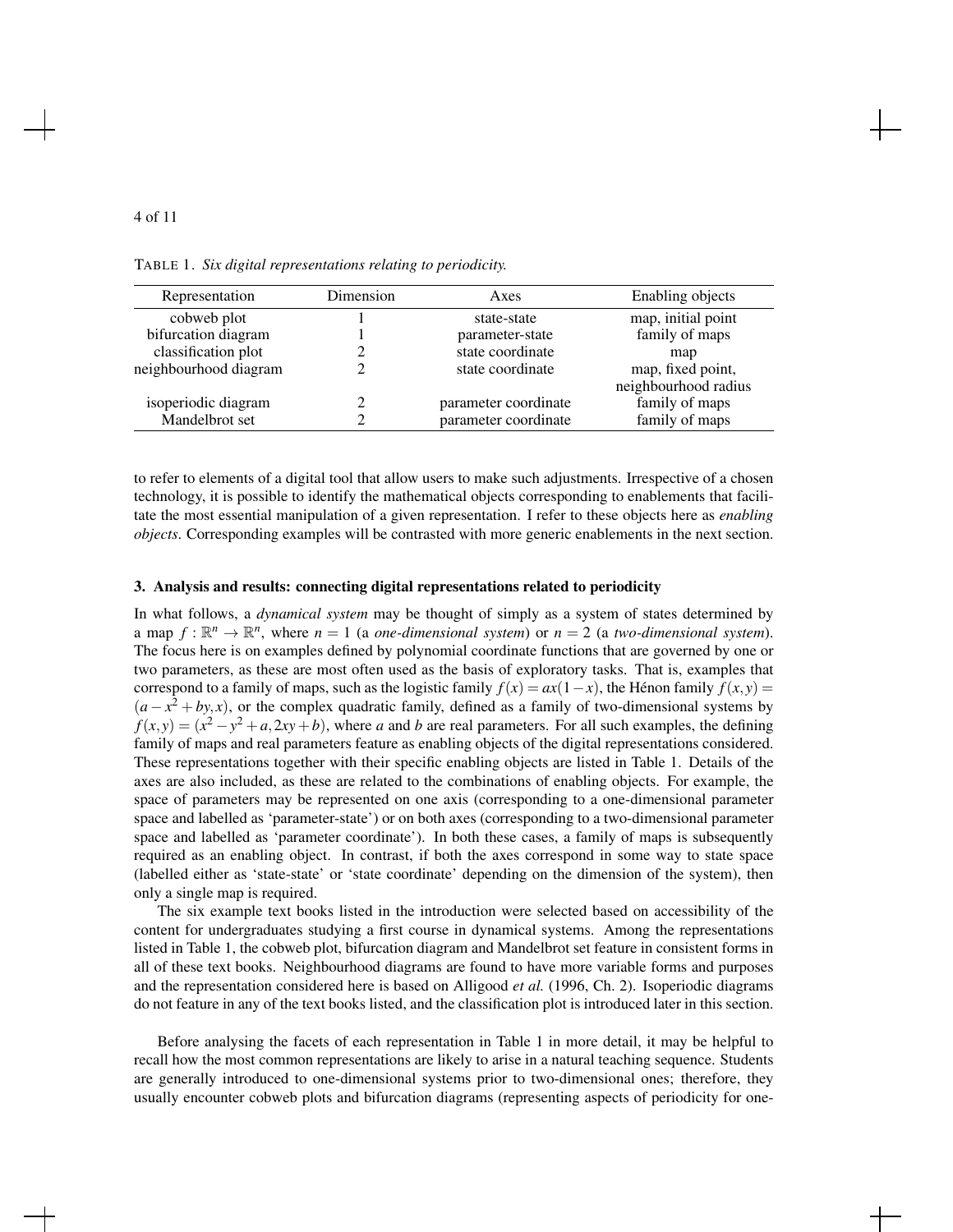TABLE 1. *Six digital representations relating to periodicity.*

| Representation | Dimension | Axes | Enabling objects |
|---|---|---|---|
| cobweb plot | 1 | state-state | map, initial point |
| bifurcation diagram | 1 | parameter-state | family of maps |
| classification plot | 2 | state coordinate | map |
| neighbourhood diagram | 2 | state coordinate | map, fixed point, neighbourhood radius |
| isoperiodic diagram | 2 | parameter coordinate | family of maps |
| Mandelbrot set | 2 | parameter coordinate | family of maps |

to refer to elements of a digital tool that allow users to make such adjustments. Irrespective of a chosen technology, it is possible to identify the mathematical objects corresponding to enablements that facilitate the most essential manipulation of a given representation. I refer to these objects here as *enabling objects*. Corresponding examples will be contrasted with more generic enablements in the next section.

### 3. Analysis and results: connecting digital representations related to periodicity

In what follows, a *dynamical system* may be thought of simply as a system of states determined by a map $f : \mathbb{R}^n \to \mathbb{R}^n$, where $n = 1$ (a *one-dimensional system*) or $n = 2$ (a *two-dimensional system*). The focus here is on examples defined by polynomial coordinate functions that are governed by one or two parameters, as these are most often used as the basis of exploratory tasks. That is, examples that correspond to a family of maps, such as the logistic family $f(x) = ax(1-x)$, the Hénon family $f(x,y) = (a - x^2 + by, x)$, or the complex quadratic family, defined as a family of two-dimensional systems by $f(x,y) = (x^2 - y^2 + a, 2xy + b)$, where $a$ and $b$ are real parameters. For all such examples, the defining family of maps and real parameters feature as enabling objects of the digital representations considered. These representations together with their specific enabling objects are listed in Table 1. Details of the axes are also included, as these are related to the combinations of enabling objects. For example, the space of parameters may be represented on one axis (corresponding to a one-dimensional parameter space and labelled as 'parameter-state') or on both axes (corresponding to a two-dimensional parameter space and labelled as 'parameter coordinate'). In both these cases, a family of maps is subsequently required as an enabling object. In contrast, if both the axes correspond in some way to state space (labelled either as 'state-state' or 'state coordinate' depending on the dimension of the system), then only a single map is required.

The six example text books listed in the introduction were selected based on accessibility of the content for undergraduates studying a first course in dynamical systems. Among the representations listed in Table 1, the cobweb plot, bifurcation diagram and Mandelbrot set feature in consistent forms in all of these text books. Neighbourhood diagrams are found to have more variable forms and purposes and the representation considered here is based on Alligood *et al.* (1996, Ch. 2). Isoperiodic diagrams do not feature in any of the text books listed, and the classification plot is introduced later in this section.

Before analysing the facets of each representation in Table 1 in more detail, it may be helpful to recall how the most common representations are likely to arise in a natural teaching sequence. Students are generally introduced to one-dimensional systems prior to two-dimensional ones; therefore, they usually encounter cobweb plots and bifurcation diagrams (representing aspects of periodicity for one-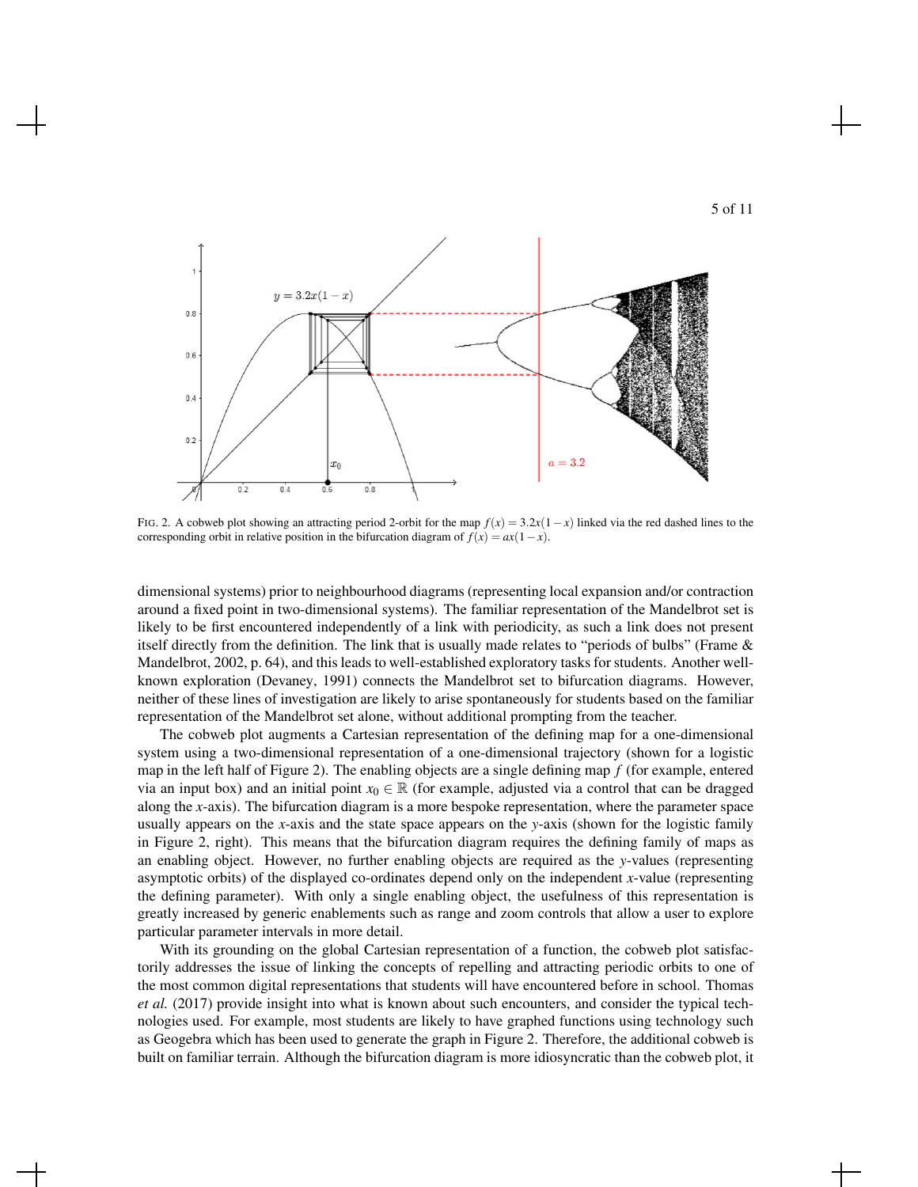FIG. 2. A cobweb plot showing an attracting period 2-orbit for the map $f(x) = 3.2x(1-x)$ linked via the red dashed lines to the corresponding orbit in relative position in the bifurcation diagram of $f(x) = ax(1-x)$.

dimensional systems) prior to neighbourhood diagrams (representing local expansion and/or contraction around a fixed point in two-dimensional systems). The familiar representation of the Mandelbrot set is likely to be first encountered independently of a link with periodicity, as such a link does not present itself directly from the definition. The link that is usually made relates to "periods of bulbs" (Frame & Mandelbrot, 2002, p. 64), and this leads to well-established exploratory tasks for students. Another well-known exploration (Devaney, 1991) connects the Mandelbrot set to bifurcation diagrams. However, neither of these lines of investigation are likely to arise spontaneously for students based on the familiar representation of the Mandelbrot set alone, without additional prompting from the teacher.

The cobweb plot augments a Cartesian representation of the defining map for a one-dimensional system using a two-dimensional representation of a one-dimensional trajectory (shown for a logistic map in the left half of Figure 2). The enabling objects are a single defining map $f$ (for example, entered via an input box) and an initial point $x_0 \in \mathbb{R}$ (for example, adjusted via a control that can be dragged along the $x$-axis). The bifurcation diagram is a more bespoke representation, where the parameter space usually appears on the $x$-axis and the state space appears on the $y$-axis (shown for the logistic family in Figure 2, right). This means that the bifurcation diagram requires the defining family of maps as an enabling object. However, no further enabling objects are required as the $y$-values (representing asymptotic orbits) of the displayed co-ordinates depend only on the independent $x$-value (representing the defining parameter). With only a single enabling object, the usefulness of this representation is greatly increased by generic enablements such as range and zoom controls that allow a user to explore particular parameter intervals in more detail.

With its grounding on the global Cartesian representation of a function, the cobweb plot satisfactorily addresses the issue of linking the concepts of repelling and attracting periodic orbits to one of the most common digital representations that students will have encountered before in school. Thomas *et al.* (2017) provide insight into what is known about such encounters, and consider the typical technologies used. For example, most students are likely to have graphed functions using technology such as Geogebra which has been used to generate the graph in Figure 2. Therefore, the additional cobweb is built on familiar terrain. Although the bifurcation diagram is more idiosyncratic than the cobweb plot, it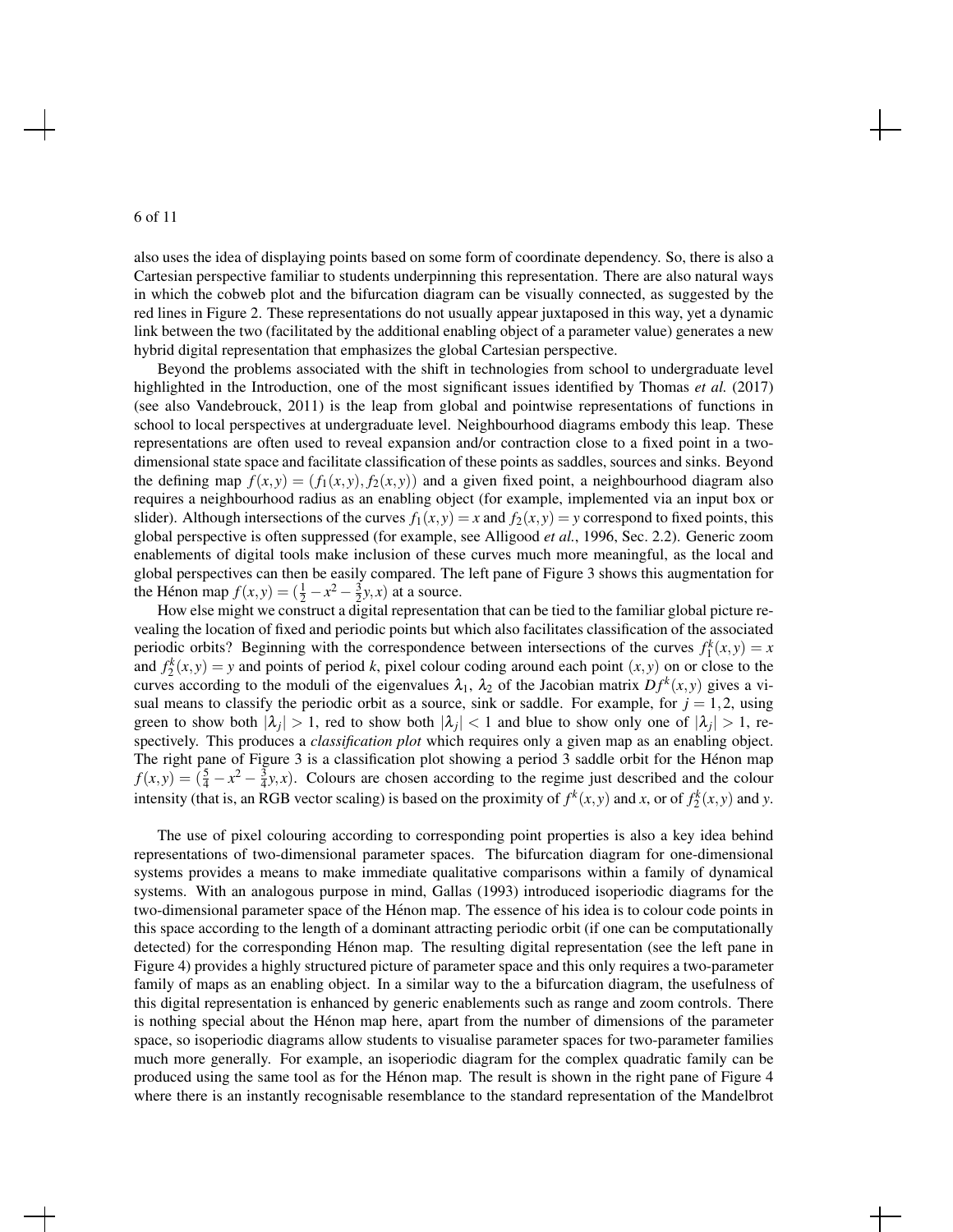also uses the idea of displaying points based on some form of coordinate dependency. So, there is also a Cartesian perspective familiar to students underpinning this representation. There are also natural ways in which the cobweb plot and the bifurcation diagram can be visually connected, as suggested by the red lines in Figure 2. These representations do not usually appear juxtaposed in this way, yet a dynamic link between the two (facilitated by the additional enabling object of a parameter value) generates a new hybrid digital representation that emphasizes the global Cartesian perspective.

Beyond the problems associated with the shift in technologies from school to undergraduate level highlighted in the Introduction, one of the most significant issues identified by Thomas *et al.* (2017) (see also Vandebrouck, 2011) is the leap from global and pointwise representations of functions in school to local perspectives at undergraduate level. Neighbourhood diagrams embody this leap. These representations are often used to reveal expansion and/or contraction close to a fixed point in a two-dimensional state space and facilitate classification of these points as saddles, sources and sinks. Beyond the defining map $f(x,y) = (f_1(x,y), f_2(x,y))$ and a given fixed point, a neighbourhood diagram also requires a neighbourhood radius as an enabling object (for example, implemented via an input box or slider). Although intersections of the curves $f_1(x,y) = x$ and $f_2(x,y) = y$ correspond to fixed points, this global perspective is often suppressed (for example, see Alligood *et al.*, 1996, Sec. 2.2). Generic zoom enablements of digital tools make inclusion of these curves much more meaningful, as the local and global perspectives can then be easily compared. The left pane of Figure 3 shows this augmentation for the Hénon map $f(x,y) = (\frac{1}{2} - x^2 - \frac{3}{2}y, x)$ at a source.

How else might we construct a digital representation that can be tied to the familiar global picture revealing the location of fixed and periodic points but which also facilitates classification of the associated periodic orbits? Beginning with the correspondence between intersections of the curves $f_1^k(x,y) = x$ and $f_2^k(x,y) = y$ and points of period $k$, pixel colour coding around each point $(x,y)$ on or close to the curves according to the moduli of the eigenvalues $\lambda_1$, $\lambda_2$ of the Jacobian matrix $Df^k(x,y)$ gives a visual means to classify the periodic orbit as a source, sink or saddle. For example, for $j = 1,2$, using green to show both $|\lambda_j| > 1$, red to show both $|\lambda_j| < 1$ and blue to show only one of $|\lambda_j| > 1$, respectively. This produces a *classification plot* which requires only a given map as an enabling object. The right pane of Figure 3 is a classification plot showing a period 3 saddle orbit for the Hénon map $f(x,y) = (\frac{5}{4} - x^2 - \frac{3}{4}y, x)$. Colours are chosen according to the regime just described and the colour intensity (that is, an RGB vector scaling) is based on the proximity of $f^k(x,y)$ and $x$, or of $f_2^k(x,y)$ and $y$.

The use of pixel colouring according to corresponding point properties is also a key idea behind representations of two-dimensional parameter spaces. The bifurcation diagram for one-dimensional systems provides a means to make immediate qualitative comparisons within a family of dynamical systems. With an analogous purpose in mind, Gallas (1993) introduced isoperiodic diagrams for the two-dimensional parameter space of the Hénon map. The essence of his idea is to colour code points in this space according to the length of a dominant attracting periodic orbit (if one can be computationally detected) for the corresponding Hénon map. The resulting digital representation (see the left pane in Figure 4) provides a highly structured picture of parameter space and this only requires a two-parameter family of maps as an enabling object. In a similar way to a bifurcation diagram, the usefulness of this digital representation is enhanced by generic enablements such as range and zoom controls. There is nothing special about the Hénon map here, apart from the number of dimensions of the parameter space, so isoperiodic diagrams allow students to visualise parameter spaces for two-parameter families much more generally. For example, an isoperiodic diagram for the complex quadratic family can be produced using the same tool as for the Hénon map. The result is shown in the right pane of Figure 4 where there is an instantly recognisable resemblance to the standard representation of the Mandelbrot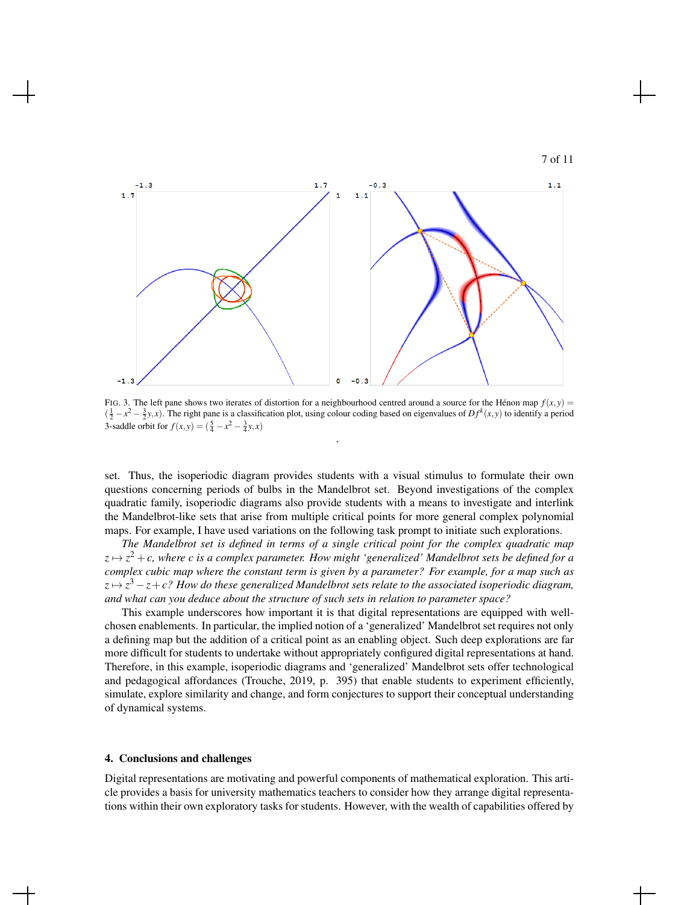FIG. 3. The left pane shows two iterates of distortion for a neighbourhood centred around a source for the Hénon map $f(x,y) = (\frac{1}{2} - x^2 - \frac{3}{2}y, x)$. The right pane is a classification plot, using colour coding based on eigenvalues of $Df^k(x,y)$ to identify a period 3-saddle orbit for $f(x,y) = (\frac{5}{4} - x^2 - \frac{3}{4}y, x)$

set. Thus, the isoperiodic diagram provides students with a visual stimulus to formulate their own questions concerning periods of bulbs in the Mandelbrot set. Beyond investigations of the complex quadratic family, isoperiodic diagrams also provide students with a means to investigate and interlink the Mandelbrot-like sets that arise from multiple critical points for more general complex polynomial maps. For example, I have used variations on the following task prompt to initiate such explorations.

*The Mandelbrot set is defined in terms of a single critical point for the complex quadratic map $z \mapsto z^2 + c$, where $c$ is a complex parameter. How might 'generalized' Mandelbrot sets be defined for a complex cubic map where the constant term is given by a parameter? For example, for a map such as $z \mapsto z^3 - z + c$? How do these generalized Mandelbrot sets relate to the associated isoperiodic diagram, and what can you deduce about the structure of such sets in relation to parameter space?*

This example underscores how important it is that digital representations are equipped with well-chosen enablements. In particular, the implied notion of a 'generalized' Mandelbrot set requires not only a defining map but the addition of a critical point as an enabling object. Such deep explorations are far more difficult for students to undertake without appropriately configured digital representations at hand. Therefore, in this example, isoperiodic diagrams and 'generalized' Mandelbrot sets offer technological and pedagogical affordances (Trouche, 2019, p. 395) that enable students to experiment efficiently, simulate, explore similarity and change, and form conjectures to support their conceptual understanding of dynamical systems.

## 4. Conclusions and challenges

Digital representations are motivating and powerful components of mathematical exploration. This article provides a basis for university mathematics teachers to consider how they arrange digital representations within their own exploratory tasks for students. However, with the wealth of capabilities offered by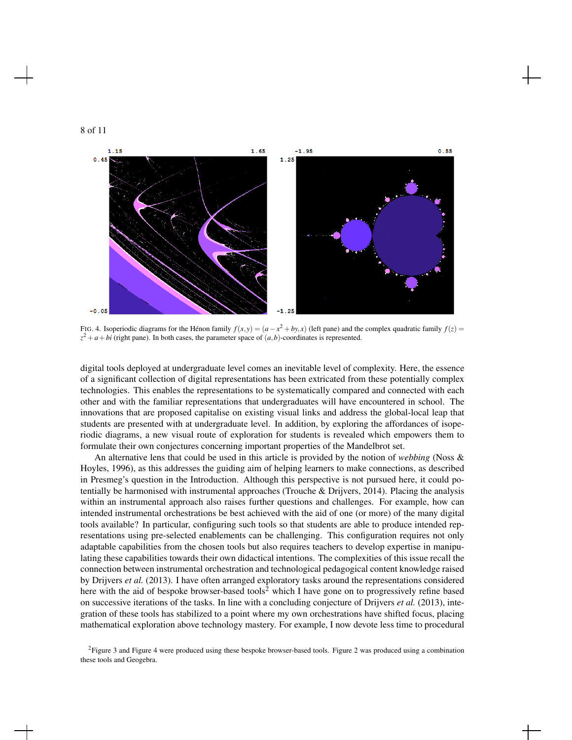FIG. 4. Isoperiodic diagrams for the Hénon family $f(x,y) = (a - x^2 + by, x)$ (left pane) and the complex quadratic family $f(z) = z^2 + a + bi$ (right pane). In both cases, the parameter space of $(a,b)$-coordinates is represented.

digital tools deployed at undergraduate level comes an inevitable level of complexity. Here, the essence of a significant collection of digital representations has been extricated from these potentially complex technologies. This enables the representations to be systematically compared and connected with each other and with the familiar representations that undergraduates will have encountered in school. The innovations that are proposed capitalise on existing visual links and address the global-local leap that students are presented with at undergraduate level. In addition, by exploring the affordances of isoperiodic diagrams, a new visual route of exploration for students is revealed which empowers them to formulate their own conjectures concerning important properties of the Mandelbrot set.

An alternative lens that could be used in this article is provided by the notion of *webbing* (Noss & Hoyles, 1996), as this addresses the guiding aim of helping learners to make connections, as described in Presmeg's question in the Introduction. Although this perspective is not pursued here, it could potentially be harmonised with instrumental approaches (Trouche & Drijvers, 2014). Placing the analysis within an instrumental approach also raises further questions and challenges. For example, how can intended instrumental orchestrations be best achieved with the aid of one (or more) of the many digital tools available? In particular, configuring such tools so that students are able to produce intended representations using pre-selected enablements can be challenging. This configuration requires not only adaptable capabilities from the chosen tools but also requires teachers to develop expertise in manipulating these capabilities towards their own didactical intentions. The complexities of this issue recall the connection between instrumental orchestration and technological pedagogical content knowledge raised by Drijvers *et al.* (2013). I have often arranged exploratory tasks around the representations considered here with the aid of bespoke browser-based tools[2] which I have gone on to progressively refine based on successive iterations of the tasks. In line with a concluding conjecture of Drijvers *et al.* (2013), integration of these tools has stabilized to a point where my own orchestrations have shifted focus, placing mathematical exploration above technology mastery. For example, I now devote less time to procedural

[2] Figure 3 and Figure 4 were produced using these bespoke browser-based tools. Figure 2 was produced using a combination these tools and Geogebra.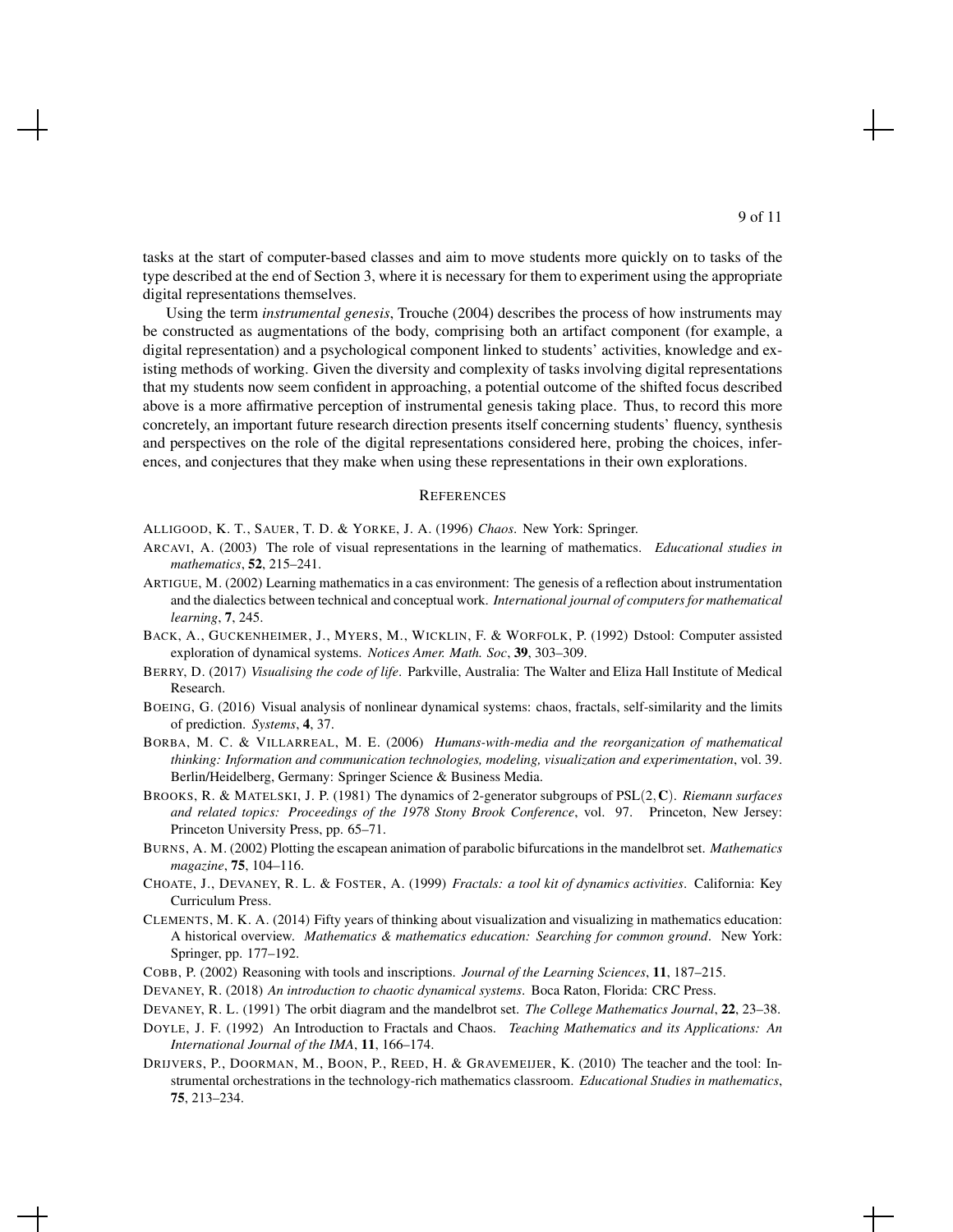tasks at the start of computer-based classes and aim to move students more quickly on to tasks of the type described at the end of Section 3, where it is necessary for them to experiment using the appropriate digital representations themselves.

Using the term *instrumental genesis*, Trouche (2004) describes the process of how instruments may be constructed as augmentations of the body, comprising both an artifact component (for example, a digital representation) and a psychological component linked to students' activities, knowledge and existing methods of working. Given the diversity and complexity of tasks involving digital representations that my students now seem confident in approaching, a potential outcome of the shifted focus described above is a more affirmative perception of instrumental genesis taking place. Thus, to record this more concretely, an important future research direction presents itself concerning students' fluency, synthesis and perspectives on the role of the digital representations considered here, probing the choices, inferences, and conjectures that they make when using these representations in their own explorations.

## REFERENCES

ALLIGOOD, K. T., SAUER, T. D. & YORKE, J. A. (1996) *Chaos*. New York: Springer.

ARCAVI, A. (2003) The role of visual representations in the learning of mathematics. *Educational studies in mathematics*, **52**, 215–241.

ARTIGUE, M. (2002) Learning mathematics in a cas environment: The genesis of a reflection about instrumentation and the dialectics between technical and conceptual work. *International journal of computers for mathematical learning*, **7**, 245.

BACK, A., GUCKENHEIMER, J., MYERS, M., WICKLIN, F. & WORFOLK, P. (1992) Dstool: Computer assisted exploration of dynamical systems. *Notices Amer. Math. Soc*, **39**, 303–309.

BERRY, D. (2017) *Visualising the code of life*. Parkville, Australia: The Walter and Eliza Hall Institute of Medical Research.

BOEING, G. (2016) Visual analysis of nonlinear dynamical systems: chaos, fractals, self-similarity and the limits of prediction. *Systems*, **4**, 37.

BORBA, M. C. & VILLARREAL, M. E. (2006) *Humans-with-media and the reorganization of mathematical thinking: Information and communication technologies, modeling, visualization and experimentation*, vol. 39. Berlin/Heidelberg, Germany: Springer Science & Business Media.

BROOKS, R. & MATELSKI, J. P. (1981) The dynamics of 2-generator subgroups of $\mathrm{PSL}(2,\mathbf{C})$. *Riemann surfaces and related topics: Proceedings of the 1978 Stony Brook Conference*, vol. 97. Princeton, New Jersey: Princeton University Press, pp. 65–71.

BURNS, A. M. (2002) Plotting the escapean animation of parabolic bifurcations in the mandelbrot set. *Mathematics magazine*, **75**, 104–116.

CHOATE, J., DEVANEY, R. L. & FOSTER, A. (1999) *Fractals: a tool kit of dynamics activities*. California: Key Curriculum Press.

CLEMENTS, M. K. A. (2014) Fifty years of thinking about visualization and visualizing in mathematics education: A historical overview. *Mathematics & mathematics education: Searching for common ground*. New York: Springer, pp. 177–192.

COBB, P. (2002) Reasoning with tools and inscriptions. *Journal of the Learning Sciences*, **11**, 187–215.

DEVANEY, R. (2018) *An introduction to chaotic dynamical systems*. Boca Raton, Florida: CRC Press.

DEVANEY, R. L. (1991) The orbit diagram and the mandelbrot set. *The College Mathematics Journal*, **22**, 23–38.

DOYLE, J. F. (1992) An Introduction to Fractals and Chaos. *Teaching Mathematics and its Applications: An International Journal of the IMA*, **11**, 166–174.

DRIJVERS, P., DOORMAN, M., BOON, P., REED, H. & GRAVEMEIJER, K. (2010) The teacher and the tool: Instrumental orchestrations in the technology-rich mathematics classroom. *Educational Studies in mathematics*, **75**, 213–234.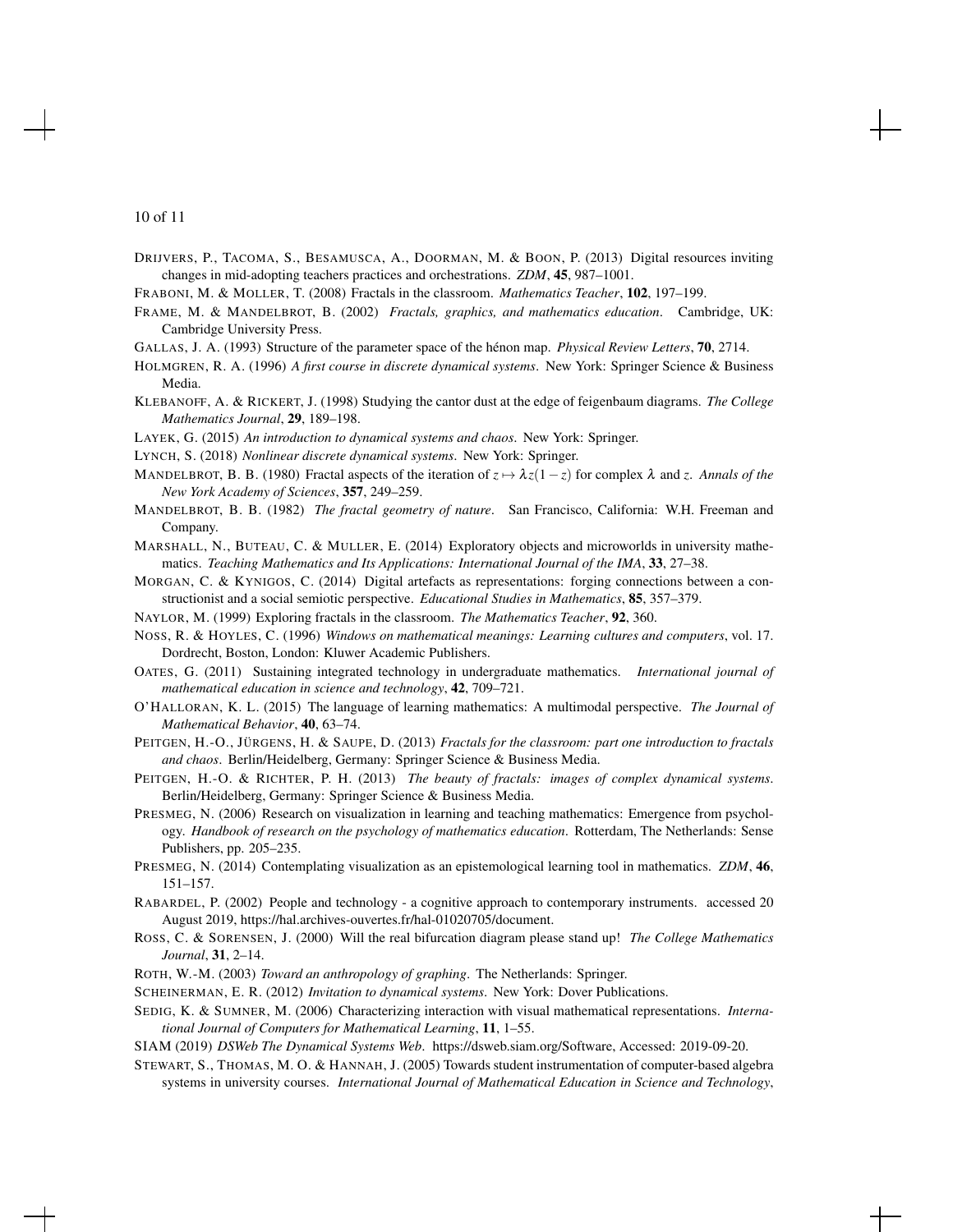DRIJVERS, P., TACOMA, S., BESAMUSCA, A., DOORMAN, M. & BOON, P. (2013) Digital resources inviting changes in mid-adopting teachers practices and orchestrations. *ZDM*, **45**, 987–1001.

FRABONI, M. & MOLLER, T. (2008) Fractals in the classroom. *Mathematics Teacher*, **102**, 197–199.

FRAME, M. & MANDELBROT, B. (2002) *Fractals, graphics, and mathematics education*. Cambridge, UK: Cambridge University Press.

GALLAS, J. A. (1993) Structure of the parameter space of the hénon map. *Physical Review Letters*, **70**, 2714.

HOLMGREN, R. A. (1996) *A first course in discrete dynamical systems*. New York: Springer Science & Business Media.

KLEBANOFF, A. & RICKERT, J. (1998) Studying the cantor dust at the edge of feigenbaum diagrams. *The College Mathematics Journal*, **29**, 189–198.

LAYEK, G. (2015) *An introduction to dynamical systems and chaos*. New York: Springer.

LYNCH, S. (2018) *Nonlinear discrete dynamical systems*. New York: Springer.

MANDELBROT, B. B. (1980) Fractal aspects of the iteration of $z \mapsto \lambda z(1-z)$ for complex $\lambda$ and $z$. *Annals of the New York Academy of Sciences*, **357**, 249–259.

MANDELBROT, B. B. (1982) *The fractal geometry of nature*. San Francisco, California: W.H. Freeman and Company.

MARSHALL, N., BUTEAU, C. & MULLER, E. (2014) Exploratory objects and microworlds in university mathematics. *Teaching Mathematics and Its Applications: International Journal of the IMA*, **33**, 27–38.

MORGAN, C. & KYNIGOS, C. (2014) Digital artefacts as representations: forging connections between a constructionist and a social semiotic perspective. *Educational Studies in Mathematics*, **85**, 357–379.

NAYLOR, M. (1999) Exploring fractals in the classroom. *The Mathematics Teacher*, **92**, 360.

NOSS, R. & HOYLES, C. (1996) *Windows on mathematical meanings: Learning cultures and computers*, vol. 17. Dordrecht, Boston, London: Kluwer Academic Publishers.

OATES, G. (2011) Sustaining integrated technology in undergraduate mathematics. *International journal of mathematical education in science and technology*, **42**, 709–721.

O'HALLORAN, K. L. (2015) The language of learning mathematics: A multimodal perspective. *The Journal of Mathematical Behavior*, **40**, 63–74.

PEITGEN, H.-O., JÜRGENS, H. & SAUPE, D. (2013) *Fractals for the classroom: part one introduction to fractals and chaos*. Berlin/Heidelberg, Germany: Springer Science & Business Media.

PEITGEN, H.-O. & RICHTER, P. H. (2013) *The beauty of fractals: images of complex dynamical systems*. Berlin/Heidelberg, Germany: Springer Science & Business Media.

PRESMEG, N. (2006) Research on visualization in learning and teaching mathematics: Emergence from psychology. *Handbook of research on the psychology of mathematics education*. Rotterdam, The Netherlands: Sense Publishers, pp. 205–235.

PRESMEG, N. (2014) Contemplating visualization as an epistemological learning tool in mathematics. *ZDM*, **46**, 151–157.

RABARDEL, P. (2002) People and technology - a cognitive approach to contemporary instruments. accessed 20 August 2019, https://hal.archives-ouvertes.fr/hal-01020705/document.

ROSS, C. & SORENSEN, J. (2000) Will the real bifurcation diagram please stand up! *The College Mathematics Journal*, **31**, 2–14.

ROTH, W.-M. (2003) *Toward an anthropology of graphing*. The Netherlands: Springer.

SCHEINERMAN, E. R. (2012) *Invitation to dynamical systems*. New York: Dover Publications.

SEDIG, K. & SUMNER, M. (2006) Characterizing interaction with visual mathematical representations. *International Journal of Computers for Mathematical Learning*, **11**, 1–55.

SIAM (2019) *DSWeb The Dynamical Systems Web*. https://dsweb.siam.org/Software, Accessed: 2019-09-20.

STEWART, S., THOMAS, M. O. & HANNAH, J. (2005) Towards student instrumentation of computer-based algebra systems in university courses. *International Journal of Mathematical Education in Science and Technology*,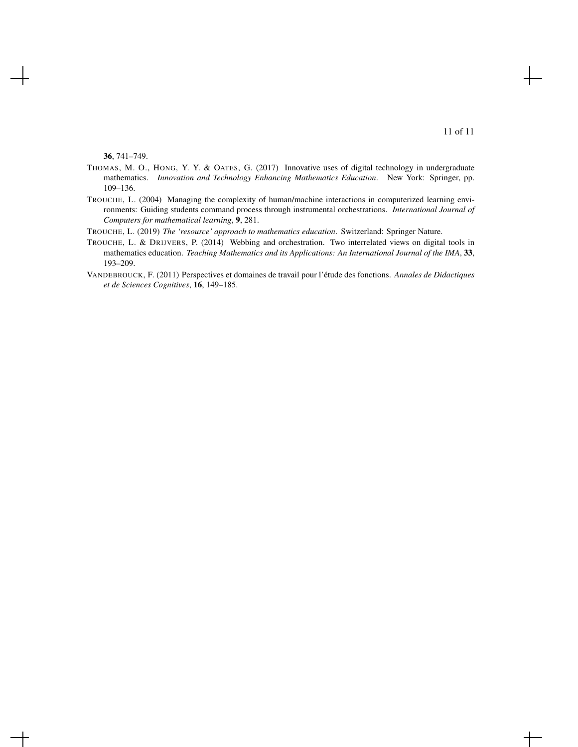**36**, 741–749.

THOMAS, M. O., HONG, Y. Y. & OATES, G. (2017) Innovative uses of digital technology in undergraduate mathematics. *Innovation and Technology Enhancing Mathematics Education*. New York: Springer, pp. 109–136.

TROUCHE, L. (2004) Managing the complexity of human/machine interactions in computerized learning environments: Guiding students command process through instrumental orchestrations. *International Journal of Computers for mathematical learning*, **9**, 281.

TROUCHE, L. (2019) *The 'resource' approach to mathematics education*. Switzerland: Springer Nature.

TROUCHE, L. & DRIJVERS, P. (2014) Webbing and orchestration. Two interrelated views on digital tools in mathematics education. *Teaching Mathematics and its Applications: An International Journal of the IMA*, **33**, 193–209.

VANDEBROUCK, F. (2011) Perspectives et domaines de travail pour l'étude des fonctions. *Annales de Didactiques et de Sciences Cognitives*, **16**, 149–185.